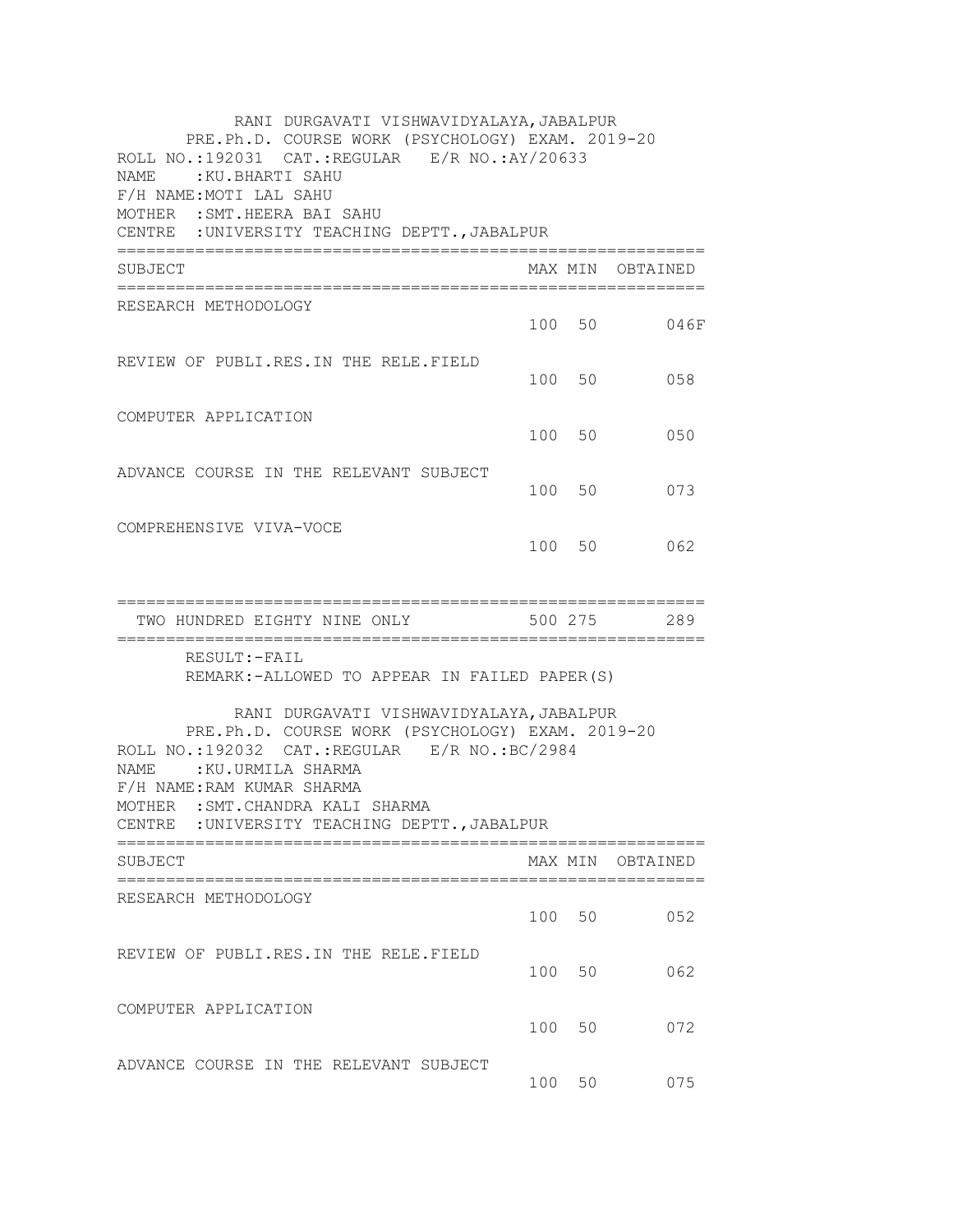RANI DURGAVATI VISHWAVIDYALAYA,JABALPUR
PRE.Ph.D. COURSE WORK (PSYCHOLOGY) EXAM. 2019-20
ROLL NO.:192031 CAT.:REGULAR E/R NO.:AY/20633
NAME :KU.BHARTI SAHU
F/H NAME:MOTI LAL SAHU
MOTHER :SMT.HEERA BAI SAHU
CENTRE :UNIVERSITY TEACHING DEPTT.,JABALPUR

| SUBJECT | MAX | MIN | OBTAINED |
|---|---|---|---|
| RESEARCH METHODOLOGY | 100 | 50 | 046F |
| REVIEW OF PUBLI.RES.IN THE RELE.FIELD | 100 | 50 | 058 |
| COMPUTER APPLICATION | 100 | 50 | 050 |
| ADVANCE COURSE IN THE RELEVANT SUBJECT | 100 | 50 | 073 |
| COMPREHENSIVE VIVA-VOCE | 100 | 50 | 062 |
| TWO HUNDRED EIGHTY NINE ONLY | 500 | 275 | 289 |

RESULT:-FAIL
REMARK:-ALLOWED TO APPEAR IN FAILED PAPER(S)

RANI DURGAVATI VISHWAVIDYALAYA,JABALPUR
PRE.Ph.D. COURSE WORK (PSYCHOLOGY) EXAM. 2019-20
ROLL NO.:192032 CAT.:REGULAR E/R NO.:BC/2984
NAME :KU.URMILA SHARMA
F/H NAME:RAM KUMAR SHARMA
MOTHER :SMT.CHANDRA KALI SHARMA
CENTRE :UNIVERSITY TEACHING DEPTT.,JABALPUR

| SUBJECT | MAX | MIN | OBTAINED |
|---|---|---|---|
| RESEARCH METHODOLOGY | 100 | 50 | 052 |
| REVIEW OF PUBLI.RES.IN THE RELE.FIELD | 100 | 50 | 062 |
| COMPUTER APPLICATION | 100 | 50 | 072 |
| ADVANCE COURSE IN THE RELEVANT SUBJECT | 100 | 50 | 075 |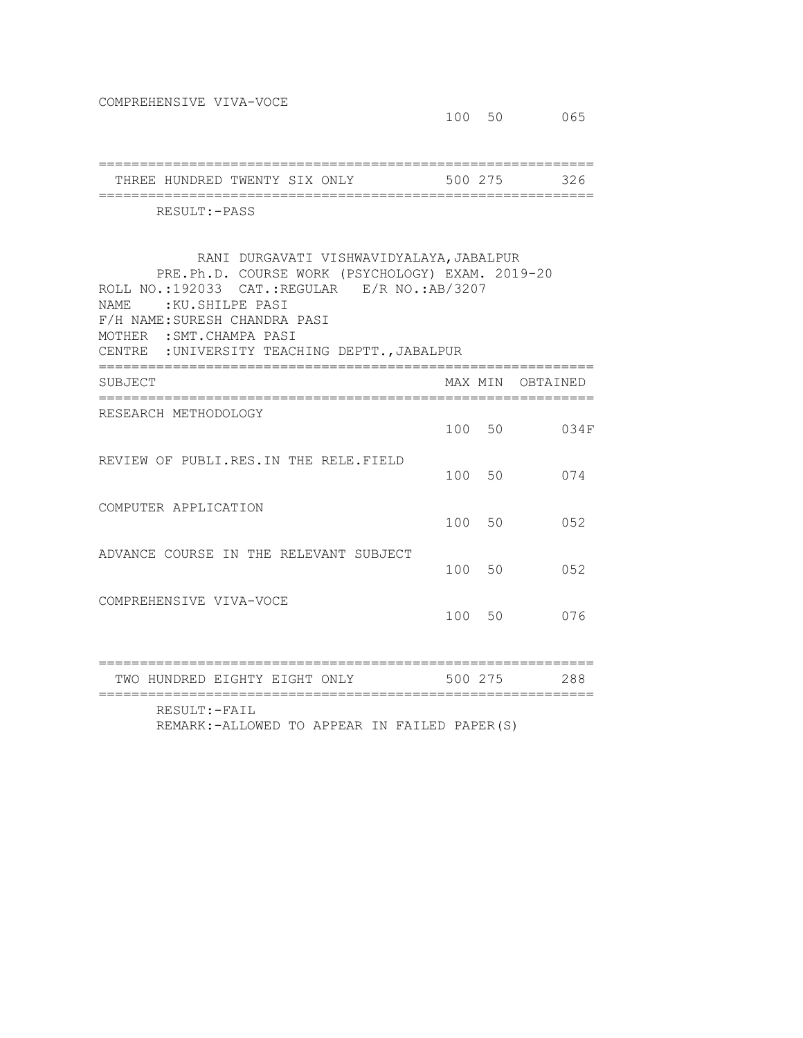| SUBJECT | MAX | MIN | OBTAINED |
|---|---|---|---|
| COMPREHENSIVE VIVA-VOCE | 100 | 50 | 065 |
| THREE HUNDRED TWENTY SIX ONLY | 500 | 275 | 326 |

RESULT:-PASS

RANI DURGAVATI VISHWAVIDYALAYA,JABALPUR

PRE.Ph.D. COURSE WORK (PSYCHOLOGY) EXAM. 2019-20

ROLL NO.:192033 CAT.:REGULAR E/R NO.:AB/3207

NAME :KU.SHILPE PASI

F/H NAME:SURESH CHANDRA PASI

MOTHER :SMT.CHAMPA PASI

CENTRE :UNIVERSITY TEACHING DEPTT.,JABALPUR

| SUBJECT | MAX | MIN | OBTAINED |
|---|---|---|---|
| RESEARCH METHODOLOGY | 100 | 50 | 034F |
| REVIEW OF PUBLI.RES.IN THE RELE.FIELD | 100 | 50 | 074 |
| COMPUTER APPLICATION | 100 | 50 | 052 |
| ADVANCE COURSE IN THE RELEVANT SUBJECT | 100 | 50 | 052 |
| COMPREHENSIVE VIVA-VOCE | 100 | 50 | 076 |
| TWO HUNDRED EIGHTY EIGHT ONLY | 500 | 275 | 288 |

RESULT:-FAIL

REMARK:-ALLOWED TO APPEAR IN FAILED PAPER(S)